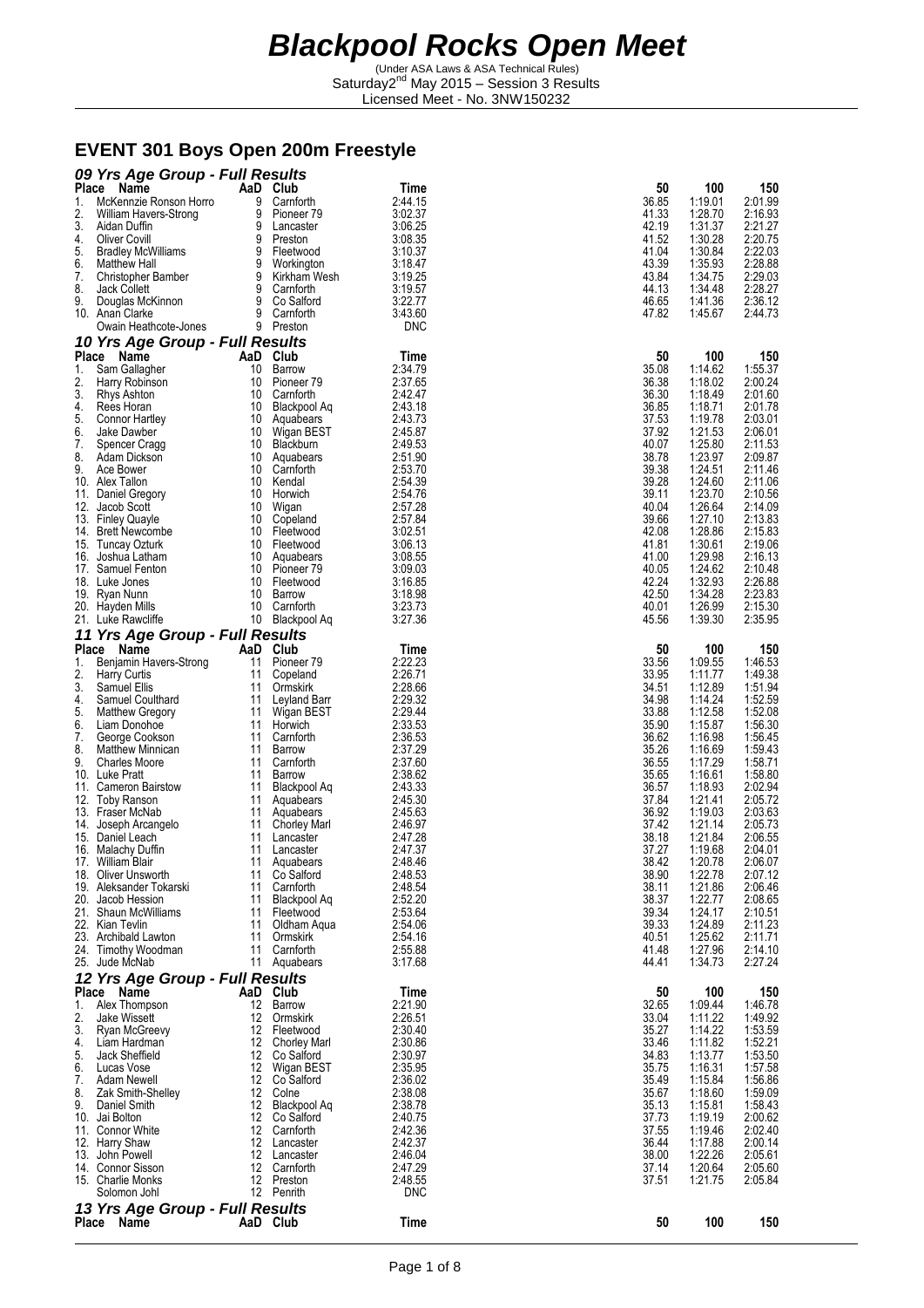# Blackpool Rocks Open Meet

(Under ASA Laws & ASA Technical Rules)
Saturday2[nd] May 2015 – Session 3 Results
Licensed Meet - No. 3NW150232

## EVENT 301 Boys Open 200m Freestyle

### 09 Yrs Age Group - Full Results

| Place | Name | AaD | Club | Time | 50 | 100 | 150 |
|---|---|---|---|---|---|---|---|
| 1. | McKennzie Ronson Horro | 9 | Carnforth | 2:44.15 | 36.85 | 1:19.01 | 2:01.99 |
| 2. | William Havers-Strong | 9 | Pioneer 79 | 3:02.37 | 41.33 | 1:28.70 | 2:16.93 |
| 3. | Aidan Duffin | 9 | Lancaster | 3:06.25 | 42.19 | 1:31.37 | 2:21.27 |
| 4. | Oliver Covill | 9 | Preston | 3:08.35 | 41.52 | 1:30.28 | 2:20.75 |
| 5. | Bradley McWilliams | 9 | Fleetwood | 3:10.37 | 41.04 | 1:30.84 | 2:22.03 |
| 6. | Matthew Hall | 9 | Workington | 3:18.47 | 43.39 | 1:35.93 | 2:28.88 |
| 7. | Christopher Bamber | 9 | Kirkham Wesh | 3:19.25 | 43.84 | 1:34.75 | 2:29.03 |
| 8. | Jack Collett | 9 | Carnforth | 3:19.57 | 44.13 | 1:34.48 | 2:28.27 |
| 9. | Douglas McKinnon | 9 | Co Salford | 3:22.77 | 46.65 | 1:41.36 | 2:36.12 |
| 10. | Anan Clarke | 9 | Carnforth | 3:43.60 | 47.82 | 1:45.67 | 2:44.73 |
| | Owain Heathcote-Jones | 9 | Preston | DNC | | | |

### 10 Yrs Age Group - Full Results

| Place | Name | AaD | Club | Time | 50 | 100 | 150 |
|---|---|---|---|---|---|---|---|
| 1. | Sam Gallagher | 10 | Barrow | 2:34.79 | 35.08 | 1:14.62 | 1:55.37 |
| 2. | Harry Robinson | 10 | Pioneer 79 | 2:37.65 | 36.38 | 1:18.02 | 2:00.24 |
| 3. | Rhys Ashton | 10 | Carnforth | 2:42.47 | 36.30 | 1:18.49 | 2:01.60 |
| 4. | Rees Horan | 10 | Blackpool Aq | 2:43.18 | 36.85 | 1:18.71 | 2:01.78 |
| 5. | Connor Hartley | 10 | Aquabears | 2:43.73 | 37.53 | 1:19.78 | 2:03.01 |
| 6. | Jake Dawber | 10 | Wigan BEST | 2:45.87 | 37.92 | 1:21.53 | 2:06.01 |
| 7. | Spencer Cragg | 10 | Blackburn | 2:49.53 | 40.07 | 1:25.80 | 2:11.53 |
| 8. | Adam Dickson | 10 | Aquabears | 2:51.90 | 38.78 | 1:23.97 | 2:09.87 |
| 9. | Ace Bower | 10 | Carnforth | 2:53.70 | 39.38 | 1:24.51 | 2:11.46 |
| 10. | Alex Tallon | 10 | Kendal | 2:54.39 | 39.28 | 1:24.60 | 2:11.06 |
| 11. | Daniel Gregory | 10 | Horwich | 2:54.76 | 39.11 | 1:23.70 | 2:10.56 |
| 12. | Jacob Scott | 10 | Wigan | 2:57.28 | 40.04 | 1:26.64 | 2:14.09 |
| 13. | Finley Quayle | 10 | Copeland | 2:57.84 | 39.66 | 1:27.10 | 2:13.83 |
| 14. | Brett Newcombe | 10 | Fleetwood | 3:02.51 | 42.08 | 1:28.86 | 2:15.83 |
| 15. | Tuncay Ozturk | 10 | Fleetwood | 3:06.13 | 41.81 | 1:30.61 | 2:19.06 |
| 16. | Joshua Latham | 10 | Aquabears | 3:08.55 | 41.00 | 1:29.98 | 2:16.13 |
| 17. | Samuel Fenton | 10 | Pioneer 79 | 3:09.03 | 40.05 | 1:24.62 | 2:10.48 |
| 18. | Luke Jones | 10 | Fleetwood | 3:16.85 | 42.24 | 1:32.93 | 2:26.88 |
| 19. | Ryan Nunn | 10 | Barrow | 3:18.98 | 42.50 | 1:34.28 | 2:23.83 |
| 20. | Hayden Mills | 10 | Carnforth | 3:23.73 | 40.01 | 1:26.99 | 2:15.30 |
| 21. | Luke Rawcliffe | 10 | Blackpool Aq | 3:27.36 | 45.56 | 1:39.30 | 2:35.95 |

### 11 Yrs Age Group - Full Results

| Place | Name | AaD | Club | Time | 50 | 100 | 150 |
|---|---|---|---|---|---|---|---|
| 1. | Benjamin Havers-Strong | 11 | Pioneer 79 | 2:22.23 | 33.56 | 1:09.55 | 1:46.53 |
| 2. | Harry Curtis | 11 | Copeland | 2:26.71 | 33.95 | 1:11.77 | 1:49.38 |
| 3. | Samuel Ellis | 11 | Ormskirk | 2:28.66 | 34.51 | 1:12.89 | 1:51.94 |
| 4. | Samuel Coulthard | 11 | Leyland Barr | 2:29.32 | 34.98 | 1:14.24 | 1:52.59 |
| 5. | Matthew Gregory | 11 | Wigan BEST | 2:29.44 | 33.88 | 1:12.58 | 1:52.08 |
| 6. | Liam Donohoe | 11 | Horwich | 2:33.53 | 35.90 | 1:15.87 | 1:56.30 |
| 7. | George Cookson | 11 | Carnforth | 2:36.53 | 36.62 | 1:16.98 | 1:56.45 |
| 8. | Matthew Minnican | 11 | Barrow | 2:37.29 | 35.26 | 1:16.69 | 1:59.43 |
| 9. | Charles Moore | 11 | Carnforth | 2:37.60 | 36.55 | 1:17.29 | 1:58.71 |
| 10. | Luke Pratt | 11 | Barrow | 2:38.62 | 35.65 | 1:16.61 | 1:58.80 |
| 11. | Cameron Bairstow | 11 | Blackpool Aq | 2:43.33 | 36.57 | 1:18.93 | 2:02.94 |
| 12. | Toby Ranson | 11 | Aquabears | 2:45.30 | 37.84 | 1:21.41 | 2:05.72 |
| 13. | Fraser McNab | 11 | Aquabears | 2:45.63 | 36.92 | 1:19.03 | 2:03.63 |
| 14. | Joseph Arcangelo | 11 | Chorley Marl | 2:46.97 | 37.42 | 1:21.14 | 2:05.73 |
| 15. | Daniel Leach | 11 | Lancaster | 2:47.28 | 38.18 | 1:21.84 | 2:06.55 |
| 16. | Malachy Duffin | 11 | Lancaster | 2:47.37 | 37.27 | 1:19.68 | 2:04.01 |
| 17. | William Blair | 11 | Aquabears | 2:48.46 | 38.42 | 1:20.78 | 2:06.07 |
| 18. | Oliver Unsworth | 11 | Co Salford | 2:48.53 | 38.90 | 1:22.78 | 2:07.12 |
| 19. | Aleksander Tokarski | 11 | Carnforth | 2:48.54 | 38.11 | 1:21.86 | 2:06.46 |
| 20. | Jacob Hession | 11 | Blackpool Aq | 2:52.20 | 38.37 | 1:22.77 | 2:08.65 |
| 21. | Shaun McWilliams | 11 | Fleetwood | 2:53.64 | 39.34 | 1:24.17 | 2:10.51 |
| 22. | Kian Tevlin | 11 | Oldham Aqua | 2:54.06 | 39.33 | 1:24.89 | 2:11.23 |
| 23. | Archibald Lawton | 11 | Ormskirk | 2:54.16 | 40.51 | 1:25.62 | 2:11.71 |
| 24. | Timothy Woodman | 11 | Carnforth | 2:55.88 | 41.48 | 1:27.96 | 2:14.10 |
| 25. | Jude McNab | 11 | Aquabears | 3:17.68 | 44.41 | 1:34.73 | 2:27.24 |

### 12 Yrs Age Group - Full Results

| Place | Name | AaD | Club | Time | 50 | 100 | 150 |
|---|---|---|---|---|---|---|---|
| 1. | Alex Thompson | 12 | Barrow | 2:21.90 | 32.65 | 1:09.44 | 1:46.78 |
| 2. | Jake Wissett | 12 | Ormskirk | 2:26.51 | 33.04 | 1:11.22 | 1:49.92 |
| 3. | Ryan McGreevy | 12 | Fleetwood | 2:30.40 | 35.27 | 1:14.22 | 1:53.59 |
| 4. | Liam Hardman | 12 | Chorley Marl | 2:30.86 | 33.46 | 1:11.82 | 1:52.21 |
| 5. | Jack Sheffield | 12 | Co Salford | 2:30.97 | 34.83 | 1:13.77 | 1:53.50 |
| 6. | Lucas Vose | 12 | Wigan BEST | 2:35.95 | 35.75 | 1:16.31 | 1:57.58 |
| 7. | Adam Newell | 12 | Co Salford | 2:36.02 | 35.49 | 1:15.84 | 1:56.86 |
| 8. | Zak Smith-Shelley | 12 | Colne | 2:38.08 | 35.67 | 1:18.60 | 1:59.09 |
| 9. | Daniel Smith | 12 | Blackpool Aq | 2:38.78 | 35.13 | 1:15.81 | 1:58.43 |
| 10. | Jai Bolton | 12 | Co Salford | 2:40.75 | 37.73 | 1:19.19 | 2:00.62 |
| 11. | Connor White | 12 | Carnforth | 2:42.36 | 37.55 | 1:19.46 | 2:02.40 |
| 12. | Harry Shaw | 12 | Lancaster | 2:42.37 | 36.44 | 1:17.88 | 2:00.14 |
| 13. | John Powell | 12 | Lancaster | 2:46.04 | 38.00 | 1:22.26 | 2:05.61 |
| 14. | Connor Sisson | 12 | Carnforth | 2:47.29 | 37.14 | 1:20.64 | 2:05.60 |
| 15. | Charlie Monks | 12 | Preston | 2:48.55 | 37.51 | 1:21.75 | 2:05.84 |
| | Solomon Johl | 12 | Penrith | DNC | | | |

### 13 Yrs Age Group - Full Results

| Place | Name | AaD | Club | Time | 50 | 100 | 150 |
|---|---|---|---|---|---|---|---|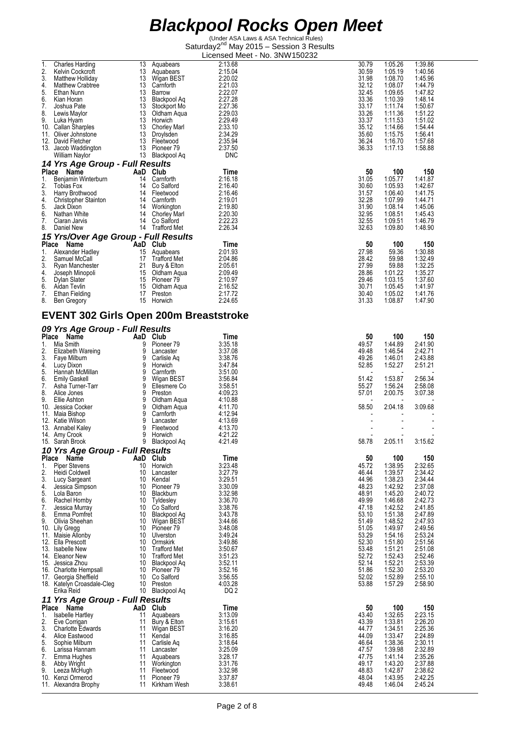# Blackpool Rocks Open Meet

(Under ASA Laws & ASA Technical Rules)
Saturday2nd May 2015 – Session 3 Results
Licensed Meet - No. 3NW150232

| Place | Name | AaD | Club | Time | 50 | 100 | 150 |
|---|---|---|---|---|---|---|---|
| 1. | Charles Harding | 13 | Aquabears | 2:13.68 | 30.79 | 1:05.26 | 1:39.86 |
| 2. | Kelvin Cockcroft | 13 | Aquabears | 2:15.04 | 30.59 | 1:05.19 | 1:40.56 |
| 3. | Matthew Holliday | 13 | Wigan BEST | 2:20.02 | 31.98 | 1:08.70 | 1:45.96 |
| 4. | Matthew Crabtree | 13 | Carnforth | 2:21.03 | 32.12 | 1:08.07 | 1:44.79 |
| 5. | Ethan Nunn | 13 | Barrow | 2:22.07 | 32.45 | 1:09.65 | 1:47.82 |
| 6. | Kian Horan | 13 | Blackpool Aq | 2:27.28 | 33.36 | 1:10.39 | 1:48.14 |
| 7. | Joshua Pate | 13 | Stockport Mo | 2:27.36 | 33.17 | 1:11.74 | 1:50.67 |
| 8. | Lewis Maylor | 13 | Oldham Aqua | 2:29.03 | 33.26 | 1:11.36 | 1:51.22 |
| 9. | Luka Hyam | 13 | Horwich | 2:29.49 | 33.37 | 1:11.53 | 1:51.02 |
| 10. | Callan Sharples | 13 | Chorley Marl | 2:33.10 | 35.12 | 1:14.66 | 1:54.44 |
| 11. | Oliver Johnstone | 13 | Droylsden | 2:34.29 | 35.60 | 1:15.75 | 1:56.41 |
| 12. | David Fletcher | 13 | Fleetwood | 2:35.94 | 36.24 | 1:16.70 | 1:57.68 |
| 13. | Jacob Waddington | 13 | Pioneer 79 | 2:37.50 | 36.33 | 1:17.13 | 1:58.88 |
| | William Naylor | 13 | Blackpool Aq | DNC | | | |

### 14 Yrs Age Group - Full Results

| Place | Name | AaD | Club | Time | 50 | 100 | 150 |
|---|---|---|---|---|---|---|---|
| 1. | Benjamin Winterburn | 14 | Carnforth | 2:16.18 | 31.05 | 1:05.77 | 1:41.87 |
| 2. | Tobias Fox | 14 | Co Salford | 2:16.40 | 30.60 | 1:05.93 | 1:42.67 |
| 3. | Harry Brothwood | 14 | Fleetwood | 2:16.46 | 31.57 | 1:06.40 | 1:41.75 |
| 4. | Christopher Stainton | 14 | Carnforth | 2:19.01 | 32.28 | 1:07.99 | 1:44.71 |
| 5. | Jack Dixon | 14 | Workington | 2:19.80 | 31.90 | 1:08.14 | 1:45.06 |
| 6. | Nathan White | 14 | Chorley Marl | 2:20.30 | 32.95 | 1:08.51 | 1:45.43 |
| 7. | Ciaran Jarvis | 14 | Co Salford | 2:22.23 | 32.55 | 1:09.51 | 1:46.79 |
| 8. | Daniel New | 14 | Trafford Met | 2:26.34 | 32.63 | 1:09.80 | 1:48.90 |

### 15 Yrs/Over Age Group - Full Results

| Place | Name | AaD | Club | Time | 50 | 100 | 150 |
|---|---|---|---|---|---|---|---|
| 1. | Alexander Hadley | 15 | Aquabears | 2:01.93 | 27.98 | 59.36 | 1:30.88 |
| 2. | Samuel McCall | 17 | Trafford Met | 2:04.86 | 28.42 | 59.98 | 1:32.49 |
| 3. | Ryan Manchester | 21 | Bury & Elton | 2:05.61 | 27.99 | 59.88 | 1:32.25 |
| 4. | Joseph Minopoli | 15 | Oldham Aqua | 2:09.49 | 28.86 | 1:01.22 | 1:35.27 |
| 5. | Dylan Slater | 15 | Pioneer 79 | 2:10.97 | 29.46 | 1:03.15 | 1:37.60 |
| 6. | Aidan Tevlin | 15 | Oldham Aqua | 2:16.52 | 30.71 | 1:05.45 | 1:41.97 |
| 7. | Ethan Fielding | 17 | Preston | 2:17.72 | 30.40 | 1:05.02 | 1:41.76 |
| 8. | Ben Gregory | 15 | Horwich | 2:24.65 | 31.33 | 1:08.87 | 1:47.90 |

## EVENT 302 Girls Open 200m Breaststroke

### 09 Yrs Age Group - Full Results

| Place | Name | AaD | Club | Time | 50 | 100 | 150 |
|---|---|---|---|---|---|---|---|
| 1. | Mia Smith | 9 | Pioneer 79 | 3:35.18 | 49.57 | 1:44.89 | 2:41.90 |
| 2. | Elizabeth Wareing | 9 | Lancaster | 3:37.08 | 49.48 | 1:46.54 | 2:42.71 |
| 3. | Faye Milburn | 9 | Carlisle Aq | 3:38.76 | 49.26 | 1:46.01 | 2:43.88 |
| 4. | Lucy Dixon | 9 | Horwich | 3:47.84 | 52.85 | 1:52.27 | 2:51.21 |
| 5. | Hannah McMillan | 9 | Carnforth | 3:51.00 | - | - | - |
| 6. | Emily Gaskell | 9 | Wigan BEST | 3:56.84 | 51.42 | 1:53.87 | 2:56.34 |
| 7. | Asha Turner-Tarr | 9 | Ellesmere Co | 3:58.51 | 55.27 | 1:56.24 | 2:58.08 |
| 8. | Alice Jones | 9 | Preston | 4:09.23 | 57.01 | 2:00.75 | 3:07.38 |
| 9. | Ellie Ashton | 9 | Oldham Aqua | 4:10.88 | - | - | - |
| 10. | Jessica Cocker | 9 | Oldham Aqua | 4:11.70 | 58.50 | 2:04.18 | 3:09.68 |
| 11. | Maia Bishop | 9 | Carnforth | 4:12.94 | - | - | - |
| 12. | Katie Wilson | 9 | Lancaster | 4:13.69 | - | - | - |
| 13. | Annabel Kaley | 9 | Fleetwood | 4:13.70 | - | - | - |
| 14. | Amy Crook | 9 | Horwich | 4:21.22 | - | - | - |
| 15. | Sarah Brook | 9 | Blackpool Aq | 4:21.49 | 58.78 | 2:05.11 | 3:15.62 |

### 10 Yrs Age Group - Full Results

| Place | Name | AaD | Club | Time | 50 | 100 | 150 |
|---|---|---|---|---|---|---|---|
| 1. | Piper Stevens | 10 | Horwich | 3:23.48 | 45.72 | 1:38.95 | 2:32.65 |
| 2. | Heidi Coldwell | 10 | Lancaster | 3:27.79 | 46.44 | 1:39.57 | 2:34.42 |
| 3. | Lucy Sargeant | 10 | Kendal | 3:29.51 | 44.96 | 1:38.23 | 2:34.44 |
| 4. | Jessica Simpson | 10 | Pioneer 79 | 3:30.09 | 48.23 | 1:42.92 | 2:37.08 |
| 5. | Lola Baron | 10 | Blackburn | 3:32.98 | 48.91 | 1:45.20 | 2:40.72 |
| 6. | Rachel Hornby | 10 | Tyldesley | 3:36.70 | 49.99 | 1:46.68 | 2:42.73 |
| 7. | Jessica Murray | 10 | Co Salford | 3:38.76 | 47.18 | 1:42.52 | 2:41.85 |
| 8. | Emma Pomfret | 10 | Blackpool Aq | 3:43.78 | 53.10 | 1:51.38 | 2:47.89 |
| 9. | Olivia Sheehan | 10 | Wigan BEST | 3:44.66 | 51.49 | 1:48.52 | 2:47.93 |
| 10. | Lily Gregg | 10 | Pioneer 79 | 3:48.08 | 51.05 | 1:49.97 | 2:49.56 |
| 11. | Maisie Allonby | 10 | Ulverston | 3:49.24 | 53.29 | 1:54.16 | 2:53.24 |
| 12. | Ella Prescott | 10 | Ormskirk | 3:49.86 | 52.30 | 1:51.80 | 2:51.56 |
| 13. | Isabelle New | 10 | Trafford Met | 3:50.67 | 53.48 | 1:51.21 | 2:51.08 |
| 14. | Eleanor New | 10 | Trafford Met | 3:51.23 | 52.72 | 1:52.43 | 2:52.46 |
| 15. | Jessica Zhou | 10 | Blackpool Aq | 3:52.11 | 52.14 | 1:52.21 | 2:53.39 |
| 16. | Charlotte Hempsall | 10 | Pioneer 79 | 3:52.16 | 51.86 | 1:52.30 | 2:53.20 |
| 17. | Georgia Sheffield | 10 | Co Salford | 3:56.55 | 52.02 | 1:52.89 | 2:55.10 |
| 18. | Katelyn Croasdale-Cleg | 10 | Preston | 4:03.28 | 53.88 | 1:57.29 | 2:58.90 |
| | Erika Reid | 10 | Blackpool Aq | DQ 2 | | | |

### 11 Yrs Age Group - Full Results

| Place | Name | AaD | Club | Time | 50 | 100 | 150 |
|---|---|---|---|---|---|---|---|
| 1. | Isabelle Hartley | 11 | Aquabears | 3:13.09 | 43.40 | 1:32.65 | 2:23.15 |
| 2. | Eve Corrigan | 11 | Bury & Elton | 3:15.61 | 43.39 | 1:33.81 | 2:26.20 |
| 3. | Charlotte Edwards | 11 | Wigan BEST | 3:16.20 | 44.77 | 1:34.51 | 2:25.36 |
| 4. | Alice Eastwood | 11 | Kendal | 3:16.85 | 44.09 | 1:33.47 | 2:24.89 |
| 5. | Sophie Milburn | 11 | Carlisle Aq | 3:18.64 | 46.64 | 1:38.36 | 2:30.11 |
| 6. | Larissa Hannam | 11 | Lancaster | 3:25.09 | 47.57 | 1:39.98 | 2:32.89 |
| 7. | Emma Hughes | 11 | Aquabears | 3:28.17 | 47.75 | 1:41.14 | 2:35.26 |
| 8. | Abby Wright | 11 | Workington | 3:31.76 | 49.17 | 1:43.20 | 2:37.88 |
| 9. | Leeza McHugh | 11 | Fleetwood | 3:32.98 | 48.83 | 1:42.87 | 2:38.62 |
| 10. | Kenzi Ormerod | 11 | Pioneer 79 | 3:37.87 | 48.04 | 1:43.95 | 2:42.25 |
| 11. | Alexandra Brophy | 11 | Kirkham Wesh | 3:38.61 | 49.48 | 1:46.04 | 2:45.24 |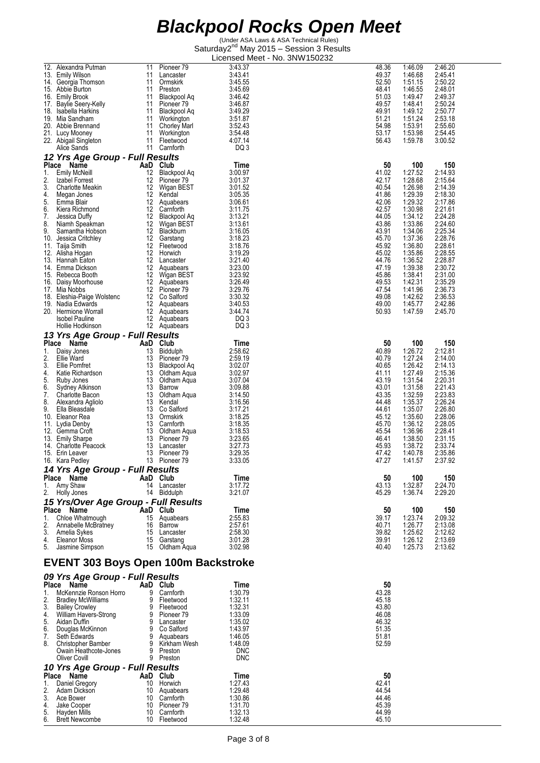# Blackpool Rocks Open Meet

(Under ASA Laws & ASA Technical Rules)
Saturday 2nd May 2015 – Session 3 Results
Licensed Meet - No. 3NW150232

| Place | Name | AaD | Club | Time | 50 | 100 | 150 |
|---|---|---|---|---|---|---|---|
| 12. | Alexandra Putman | 11 | Pioneer 79 | 3:43.37 | 48.36 | 1:46.09 | 2:46.20 |
| 13. | Emily Wilson | 11 | Lancaster | 3:43.41 | 49.37 | 1:46.68 | 2:45.41 |
| 14. | Georgia Thomson | 11 | Ormskirk | 3:45.55 | 52.50 | 1:51.15 | 2:50.22 |
| 15. | Abbie Burton | 11 | Preston | 3:45.69 | 48.41 | 1:46.55 | 2:48.01 |
| 16. | Emily Brook | 11 | Blackpool Aq | 3:46.42 | 51.03 | 1:49.47 | 2:49.37 |
| 17. | Baylie Seery-Kelly | 11 | Pioneer 79 | 3:46.87 | 49.57 | 1:48.41 | 2:50.24 |
| 18. | Isabella Harkins | 11 | Blackpool Aq | 3:49.29 | 49.91 | 1:49.12 | 2:50.77 |
| 19. | Mia Sandham | 11 | Workington | 3:51.87 | 51.21 | 1:51.24 | 2:53.18 |
| 20. | Abbie Brennand | 11 | Chorley Marl | 3:52.43 | 54.98 | 1:53.91 | 2:55.60 |
| 21. | Lucy Mooney | 11 | Workington | 3:54.48 | 53.17 | 1:53.98 | 2:54.45 |
| 22. | Abigail Singleton | 11 | Fleetwood | 4:07.14 | 56.43 | 1:59.78 | 3:00.52 |
| | Alice Sands | 11 | Carnforth | DQ 3 | | | |

### 12 Yrs Age Group - Full Results

| Place | Name | AaD | Club | Time | 50 | 100 | 150 |
|---|---|---|---|---|---|---|---|
| 1. | Emily McNeill | 12 | Blackpool Aq | 3:00.97 | 41.02 | 1:27.52 | 2:14.93 |
| 2. | Izabel Forrest | 12 | Pioneer 79 | 3:01.37 | 42.17 | 1:28.68 | 2:15.64 |
| 3. | Charlotte Meakin | 12 | Wigan BEST | 3:01.52 | 40.54 | 1:26.98 | 2:14.39 |
| 4. | Megan Jones | 12 | Kendal | 3:05.35 | 41.86 | 1:29.39 | 2:18.30 |
| 5. | Emma Blair | 12 | Aquabears | 3:06.61 | 42.06 | 1:29.32 | 2:17.86 |
| 6. | Kiera Richmond | 12 | Carnforth | 3:11.75 | 42.57 | 1:30.98 | 2:21.61 |
| 7. | Jessica Duffy | 12 | Blackpool Aq | 3:13.21 | 44.05 | 1:34.12 | 2:24.28 |
| 8. | Niamh Speakman | 12 | Wigan BEST | 3:13.61 | 43.86 | 1:33.86 | 2:24.60 |
| 9. | Samantha Hobson | 12 | Blackburn | 3:16.05 | 43.91 | 1:34.06 | 2:25.34 |
| 10. | Jessica Critchley | 12 | Garstang | 3:18.23 | 45.70 | 1:37.36 | 2:28.76 |
| 11. | Taija Smith | 12 | Fleetwood | 3:18.76 | 45.92 | 1:36.80 | 2:28.61 |
| 12. | Alisha Hogan | 12 | Horwich | 3:19.29 | 45.02 | 1:35.86 | 2:28.55 |
| 13. | Hannah Eaton | 12 | Lancaster | 3:21.40 | 44.76 | 1:36.52 | 2:28.87 |
| 14. | Emma Dickson | 12 | Aquabears | 3:23.00 | 47.19 | 1:39.38 | 2:30.72 |
| 15. | Rebecca Booth | 12 | Wigan BEST | 3:23.92 | 45.86 | 1:38.41 | 2:31.00 |
| 16. | Daisy Moorhouse | 12 | Aquabears | 3:26.49 | 49.53 | 1:42.31 | 2:35.29 |
| 17. | Mia Nobbs | 12 | Pioneer 79 | 3:29.76 | 47.54 | 1:41.96 | 2:36.73 |
| 18. | Eleshia-Paige Wolstenc | 12 | Co Salford | 3:30.32 | 49.08 | 1:42.62 | 2:36.53 |
| 19. | Nadia Edwards | 12 | Aquabears | 3:40.53 | 49.00 | 1:45.77 | 2:42.86 |
| 20. | Hermione Worrall | 12 | Aquabears | 3:44.74 | 50.93 | 1:47.59 | 2:45.70 |
| | Isobel Pauline | 12 | Aquabears | DQ 3 | | | |
| | Hollie Hodkinson | 12 | Aquabears | DQ 3 | | | |

### 13 Yrs Age Group - Full Results

| Place | Name | AaD | Club | Time | 50 | 100 | 150 |
|---|---|---|---|---|---|---|---|
| 1. | Daisy Jones | 13 | Biddulph | 2:58.62 | 40.89 | 1:26.72 | 2:12.81 |
| 2. | Ellie Ward | 13 | Pioneer 79 | 2:59.19 | 40.79 | 1:27.24 | 2:14.00 |
| 3. | Ellie Pomfret | 13 | Blackpool Aq | 3:02.07 | 40.65 | 1:26.42 | 2:14.13 |
| 4. | Katie Richardson | 13 | Oldham Aqua | 3:02.97 | 41.11 | 1:27.49 | 2:15.36 |
| 5. | Ruby Jones | 13 | Oldham Aqua | 3:07.04 | 43.19 | 1:31.54 | 2:20.31 |
| 6. | Sydney Atkinson | 13 | Barrow | 3:09.88 | 43.01 | 1:31.58 | 2:21.43 |
| 7. | Charlotte Bacon | 13 | Oldham Aqua | 3:14.50 | 43.35 | 1:32.59 | 2:23.83 |
| 8. | Alexandra Agliolo | 13 | Kendal | 3:16.56 | 44.48 | 1:35.37 | 2:26.24 |
| 9. | Ella Bleasdale | 13 | Co Salford | 3:17.21 | 44.61 | 1:35.07 | 2:26.80 |
| 10. | Eleanor Rea | 13 | Ormskirk | 3:18.25 | 45.12 | 1:35.60 | 2:28.06 |
| 11. | Lydia Denby | 13 | Carnforth | 3:18.35 | 45.70 | 1:36.12 | 2:28.05 |
| 12. | Gemma Croft | 13 | Oldham Aqua | 3:18.53 | 45.54 | 1:36.96 | 2:28.41 |
| 13. | Emily Sharpe | 13 | Pioneer 79 | 3:23.65 | 46.41 | 1:38.50 | 2:31.15 |
| 14. | Charlotte Peacock | 13 | Lancaster | 3:27.73 | 45.93 | 1:38.72 | 2:33.74 |
| 15. | Erin Leaver | 13 | Pioneer 79 | 3:29.35 | 47.42 | 1:40.78 | 2:35.86 |
| 16. | Kara Pedley | 13 | Pioneer 79 | 3:33.05 | 47.27 | 1:41.57 | 2:37.92 |

### 14 Yrs Age Group - Full Results

| Place | Name | AaD | Club | Time | 50 | 100 | 150 |
|---|---|---|---|---|---|---|---|
| 1. | Amy Shaw | 14 | Lancaster | 3:17.72 | 43.13 | 1:32.87 | 2:24.70 |
| 2. | Holly Jones | 14 | Biddulph | 3:21.07 | 45.29 | 1:36.74 | 2:29.20 |

### 15 Yrs/Over Age Group - Full Results

| Place | Name | AaD | Club | Time | 50 | 100 | 150 |
|---|---|---|---|---|---|---|---|
| 1. | Chloe Whatmough | 15 | Aquabears | 2:55.83 | 39.17 | 1:23.74 | 2:09.32 |
| 2. | Annabelle McBratney | 16 | Barrow | 2:57.61 | 40.71 | 1:26.77 | 2:13.08 |
| 3. | Amelia Sykes | 15 | Lancaster | 2:58.30 | 39.82 | 1:25.62 | 2:12.62 |
| 4. | Eleanor Moss | 15 | Garstang | 3:01.28 | 39.91 | 1:26.12 | 2:13.69 |
| 5. | Jasmine Simpson | 15 | Oldham Aqua | 3:02.98 | 40.40 | 1:25.73 | 2:13.62 |

## EVENT 303 Boys Open 100m Backstroke

### 09 Yrs Age Group - Full Results

| Place | Name | AaD | Club | Time | 50 |
|---|---|---|---|---|---|
| 1. | McKennzie Ronson Horro | 9 | Carnforth | 1:30.79 | 43.28 |
| 2. | Bradley McWilliams | 9 | Fleetwood | 1:32.11 | 45.18 |
| 3. | Bailey Crowley | 9 | Fleetwood | 1:32.31 | 43.80 |
| 4. | William Havers-Strong | 9 | Pioneer 79 | 1:33.09 | 46.08 |
| 5. | Aidan Duffin | 9 | Lancaster | 1:35.02 | 46.32 |
| 6. | Douglas McKinnon | 9 | Co Salford | 1:43.97 | 51.35 |
| 7. | Seth Edwards | 9 | Aquabears | 1:46.05 | 51.81 |
| 8. | Christopher Bamber | 9 | Kirkham Wesh | 1:48.09 | 52.59 |
| | Owain Heathcote-Jones | 9 | Preston | DNC | |
| | Oliver Covill | 9 | Preston | DNC | |

### 10 Yrs Age Group - Full Results

| Place | Name | AaD | Club | Time | 50 |
|---|---|---|---|---|---|
| 1. | Daniel Gregory | 10 | Horwich | 1:27.43 | 42.41 |
| 2. | Adam Dickson | 10 | Aquabears | 1:29.48 | 44.54 |
| 3. | Ace Bower | 10 | Carnforth | 1:30.86 | 44.46 |
| 4. | Jake Cooper | 10 | Pioneer 79 | 1:31.70 | 45.39 |
| 5. | Hayden Mills | 10 | Carnforth | 1:32.13 | 44.99 |
| 6. | Brett Newcombe | 10 | Fleetwood | 1:32.48 | 45.10 |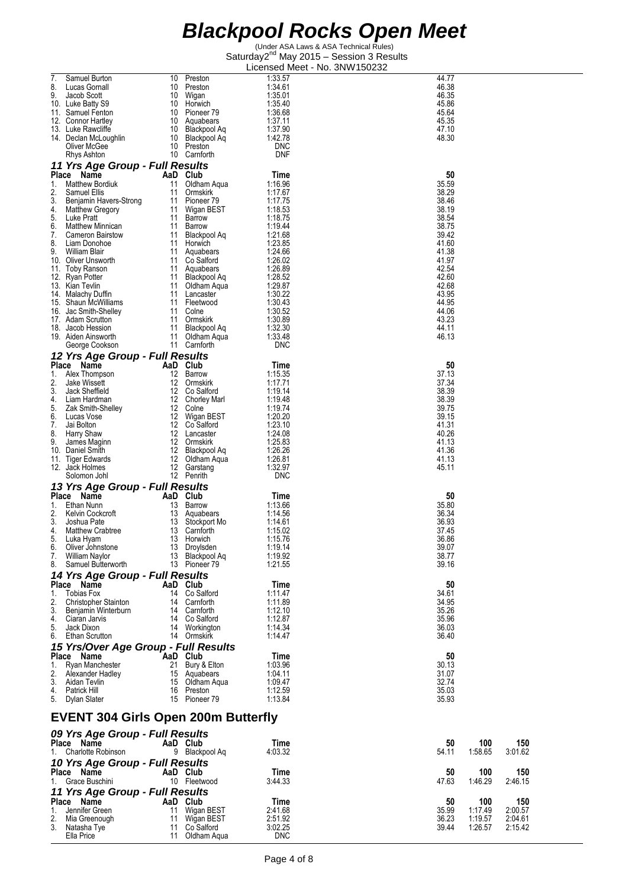# Blackpool Rocks Open Meet

(Under ASA Laws & ASA Technical Rules)
Saturday 2nd May 2015 – Session 3 Results
Licensed Meet - No. 3NW150232

| Place | Name | AaD | Club | Time | 50 |
|---|---|---|---|---|---|
| 7. | Samuel Burton | 10 | Preston | 1:33.57 | 44.77 |
| 8. | Lucas Gornall | 10 | Preston | 1:34.61 | 46.38 |
| 9. | Jacob Scott | 10 | Wigan | 1:35.01 | 46.35 |
| 10. | Luke Batty S9 | 10 | Horwich | 1:35.40 | 45.86 |
| 11. | Samuel Fenton | 10 | Pioneer 79 | 1:36.68 | 45.64 |
| 12. | Connor Hartley | 10 | Aquabears | 1:37.11 | 45.35 |
| 13. | Luke Rawcliffe | 10 | Blackpool Aq | 1:37.90 | 47.10 |
| 14. | Declan McLoughlin | 10 | Blackpool Aq | 1:42.78 | 48.30 |
| | Oliver McGee | 10 | Preston | DNC | |
| | Rhys Ashton | 10 | Carnforth | DNF | |

### 11 Yrs Age Group - Full Results

| Place | Name | AaD | Club | Time | 50 |
|---|---|---|---|---|---|
| 1. | Matthew Bordiuk | 11 | Oldham Aqua | 1:16.96 | 35.59 |
| 2. | Samuel Ellis | 11 | Ormskirk | 1:17.67 | 38.29 |
| 3. | Benjamin Havers-Strong | 11 | Pioneer 79 | 1:17.75 | 38.46 |
| 4. | Matthew Gregory | 11 | Wigan BEST | 1:18.53 | 38.19 |
| 5. | Luke Pratt | 11 | Barrow | 1:18.75 | 38.54 |
| 6. | Matthew Minnican | 11 | Barrow | 1:19.44 | 38.75 |
| 7. | Cameron Bairstow | 11 | Blackpool Aq | 1:21.68 | 39.42 |
| 8. | Liam Donohoe | 11 | Horwich | 1:23.85 | 41.60 |
| 9. | William Blair | 11 | Aquabears | 1:24.66 | 41.38 |
| 10. | Oliver Unsworth | 11 | Co Salford | 1:26.02 | 41.97 |
| 11. | Toby Ranson | 11 | Aquabears | 1:26.89 | 42.54 |
| 12. | Ryan Potter | 11 | Blackpool Aq | 1:28.52 | 42.60 |
| 13. | Kian Tevlin | 11 | Oldham Aqua | 1:29.87 | 42.68 |
| 14. | Malachy Duffin | 11 | Lancaster | 1:30.22 | 43.95 |
| 15. | Shaun McWilliams | 11 | Fleetwood | 1:30.43 | 44.95 |
| 16. | Jac Smith-Shelley | 11 | Colne | 1:30.52 | 44.06 |
| 17. | Adam Scrutton | 11 | Ormskirk | 1:30.89 | 43.23 |
| 18. | Jacob Hession | 11 | Blackpool Aq | 1:32.30 | 44.11 |
| 19. | Aiden Ainsworth | 11 | Oldham Aqua | 1:33.48 | 46.13 |
| | George Cookson | 11 | Carnforth | DNC | |

### 12 Yrs Age Group - Full Results

| Place | Name | AaD | Club | Time | 50 |
|---|---|---|---|---|---|
| 1. | Alex Thompson | 12 | Barrow | 1:15.35 | 37.13 |
| 2. | Jake Wissett | 12 | Ormskirk | 1:17.71 | 37.34 |
| 3. | Jack Sheffield | 12 | Co Salford | 1:19.14 | 38.39 |
| 4. | Liam Hardman | 12 | Chorley Marl | 1:19.48 | 38.39 |
| 5. | Zak Smith-Shelley | 12 | Colne | 1:19.74 | 39.75 |
| 6. | Lucas Vose | 12 | Wigan BEST | 1:20.20 | 39.15 |
| 7. | Jai Bolton | 12 | Co Salford | 1:23.10 | 41.31 |
| 8. | Harry Shaw | 12 | Lancaster | 1:24.08 | 40.26 |
| 9. | James Maginn | 12 | Ormskirk | 1:25.83 | 41.13 |
| 10. | Daniel Smith | 12 | Blackpool Aq | 1:26.26 | 41.36 |
| 11. | Tiger Edwards | 12 | Oldham Aqua | 1:26.81 | 41.13 |
| 12. | Jack Holmes | 12 | Garstang | 1:32.97 | 45.11 |
| | Solomon Johl | 12 | Penrith | DNC | |

### 13 Yrs Age Group - Full Results

| Place | Name | AaD | Club | Time | 50 |
|---|---|---|---|---|---|
| 1. | Ethan Nunn | 13 | Barrow | 1:13.66 | 35.80 |
| 2. | Kelvin Cockcroft | 13 | Aquabears | 1:14.56 | 36.34 |
| 3. | Joshua Pate | 13 | Stockport Mo | 1:14.61 | 36.93 |
| 4. | Matthew Crabtree | 13 | Carnforth | 1:15.02 | 37.45 |
| 5. | Luka Hyam | 13 | Horwich | 1:15.76 | 36.86 |
| 6. | Oliver Johnstone | 13 | Droylsden | 1:19.14 | 39.07 |
| 7. | William Naylor | 13 | Blackpool Aq | 1:19.92 | 38.77 |
| 8. | Samuel Butterworth | 13 | Pioneer 79 | 1:21.55 | 39.16 |

### 14 Yrs Age Group - Full Results

| Place | Name | AaD | Club | Time | 50 |
|---|---|---|---|---|---|
| 1. | Tobias Fox | 14 | Co Salford | 1:11.47 | 34.61 |
| 2. | Christopher Stainton | 14 | Carnforth | 1:11.89 | 34.95 |
| 3. | Benjamin Winterburn | 14 | Carnforth | 1:12.10 | 35.26 |
| 4. | Ciaran Jarvis | 14 | Co Salford | 1:12.87 | 35.96 |
| 5. | Jack Dixon | 14 | Workington | 1:14.34 | 36.03 |
| 6. | Ethan Scrutton | 14 | Ormskirk | 1:14.47 | 36.40 |

### 15 Yrs/Over Age Group - Full Results

| Place | Name | AaD | Club | Time | 50 |
|---|---|---|---|---|---|
| 1. | Ryan Manchester | 21 | Bury & Elton | 1:03.96 | 30.13 |
| 2. | Alexander Hadley | 15 | Aquabears | 1:04.11 | 31.07 |
| 3. | Aidan Tevlin | 15 | Oldham Aqua | 1:09.47 | 32.74 |
| 4. | Patrick Hill | 16 | Preston | 1:12.59 | 35.03 |
| 5. | Dylan Slater | 15 | Pioneer 79 | 1:13.84 | 35.93 |

## EVENT 304 Girls Open 200m Butterfly

### 09 Yrs Age Group - Full Results

| Place | Name | AaD | Club | Time | 50 | 100 | 150 |
|---|---|---|---|---|---|---|---|
| 1. | Charlotte Robinson | 9 | Blackpool Aq | 4:03.32 | 54.11 | 1:58.65 | 3:01.62 |

### 10 Yrs Age Group - Full Results

| Place | Name | AaD | Club | Time | 50 | 100 | 150 |
|---|---|---|---|---|---|---|---|
| 1. | Grace Buschini | 10 | Fleetwood | 3:44.33 | 47.63 | 1:46.29 | 2:46.15 |

### 11 Yrs Age Group - Full Results

| Place | Name | AaD | Club | Time | 50 | 100 | 150 |
|---|---|---|---|---|---|---|---|
| 1. | Jennifer Green | 11 | Wigan BEST | 2:41.68 | 35.99 | 1:17.49 | 2:00.57 |
| 2. | Mia Greenough | 11 | Wigan BEST | 2:51.92 | 36.23 | 1:19.57 | 2:04.61 |
| 3. | Natasha Tye | 11 | Co Salford | 3:02.25 | 39.44 | 1:26.57 | 2:15.42 |
| | Ella Price | 11 | Oldham Aqua | DNC | | | |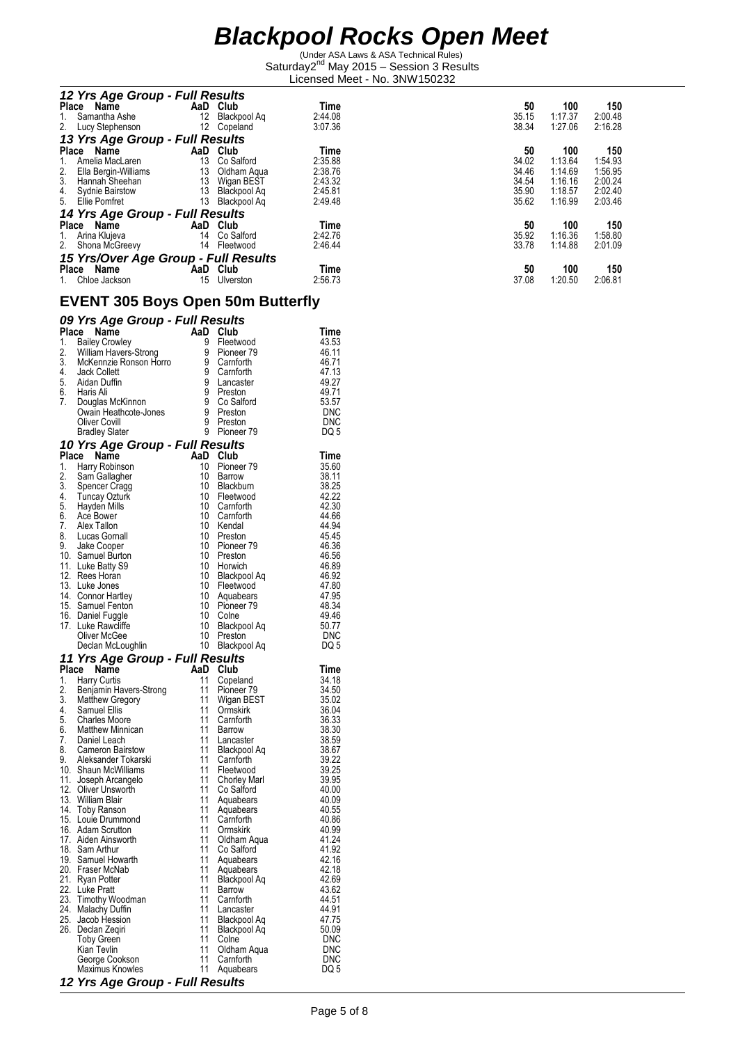# Blackpool Rocks Open Meet

(Under ASA Laws & ASA Technical Rules)
Saturday2nd May 2015 – Session 3 Results
Licensed Meet - No. 3NW150232

### 12 Yrs Age Group - Full Results

| Place | Name | AaD | Club | Time | 50 | 100 | 150 |
|---|---|---|---|---|---|---|---|
| 1. | Samantha Ashe | 12 | Blackpool Aq | 2:44.08 | 35.15 | 1:17.37 | 2:00.48 |
| 2. | Lucy Stephenson | 12 | Copeland | 3:07.36 | 38.34 | 1:27.06 | 2:16.28 |

### 13 Yrs Age Group - Full Results

| Place | Name | AaD | Club | Time | 50 | 100 | 150 |
|---|---|---|---|---|---|---|---|
| 1. | Amelia MacLaren | 13 | Co Salford | 2:35.88 | 34.02 | 1:13.64 | 1:54.93 |
| 2. | Ella Bergin-Williams | 13 | Oldham Aqua | 2:38.76 | 34.46 | 1:14.69 | 1:56.95 |
| 3. | Hannah Sheehan | 13 | Wigan BEST | 2:43.32 | 34.54 | 1:16.16 | 2:00.24 |
| 4. | Sydnie Bairstow | 13 | Blackpool Aq | 2:45.81 | 35.90 | 1:18.57 | 2:02.40 |
| 5. | Ellie Pomfret | 13 | Blackpool Aq | 2:49.48 | 35.62 | 1:16.99 | 2:03.46 |

### 14 Yrs Age Group - Full Results

| Place | Name | AaD | Club | Time | 50 | 100 | 150 |
|---|---|---|---|---|---|---|---|
| 1. | Arina Klujeva | 14 | Co Salford | 2:42.76 | 35.92 | 1:16.36 | 1:58.80 |
| 2. | Shona McGreevy | 14 | Fleetwood | 2:46.44 | 33.78 | 1:14.88 | 2:01.09 |

### 15 Yrs/Over Age Group - Full Results

| Place | Name | AaD | Club | Time | 50 | 100 | 150 |
|---|---|---|---|---|---|---|---|
| 1. | Chloe Jackson | 15 | Ulverston | 2:56.73 | 37.08 | 1:20.50 | 2:06.81 |

## EVENT 305 Boys Open 50m Butterfly

### 09 Yrs Age Group - Full Results

| Place | Name | AaD | Club | Time |
|---|---|---|---|---|
| 1. | Bailey Crowley | 9 | Fleetwood | 43.53 |
| 2. | William Havers-Strong | 9 | Pioneer 79 | 46.11 |
| 3. | McKennzie Ronson Horro | 9 | Carnforth | 46.71 |
| 4. | Jack Collett | 9 | Carnforth | 47.13 |
| 5. | Aidan Duffin | 9 | Lancaster | 49.27 |
| 6. | Haris Ali | 9 | Preston | 49.71 |
| 7. | Douglas McKinnon | 9 | Co Salford | 53.57 |
| | Owain Heathcote-Jones | 9 | Preston | DNC |
| | Oliver Covill | 9 | Preston | DNC |
| | Bradley Slater | 9 | Pioneer 79 | DQ 5 |

### 10 Yrs Age Group - Full Results

| Place | Name | AaD | Club | Time |
|---|---|---|---|---|
| 1. | Harry Robinson | 10 | Pioneer 79 | 35.60 |
| 2. | Sam Gallagher | 10 | Barrow | 38.11 |
| 3. | Spencer Cragg | 10 | Blackburn | 38.25 |
| 4. | Tuncay Ozturk | 10 | Fleetwood | 42.22 |
| 5. | Hayden Mills | 10 | Carnforth | 42.30 |
| 6. | Ace Bower | 10 | Carnforth | 44.66 |
| 7. | Alex Tallon | 10 | Kendal | 44.94 |
| 8. | Lucas Gornall | 10 | Preston | 45.45 |
| 9. | Jake Cooper | 10 | Pioneer 79 | 46.36 |
| 10. | Samuel Burton | 10 | Preston | 46.56 |
| 11. | Luke Batty S9 | 10 | Horwich | 46.89 |
| 12. | Rees Horan | 10 | Blackpool Aq | 46.92 |
| 13. | Luke Jones | 10 | Fleetwood | 47.80 |
| 14. | Connor Hartley | 10 | Aquabears | 47.95 |
| 15. | Samuel Fenton | 10 | Pioneer 79 | 48.34 |
| 16. | Daniel Fuggle | 10 | Colne | 49.46 |
| 17. | Luke Rawcliffe | 10 | Blackpool Aq | 50.77 |
| | Oliver McGee | 10 | Preston | DNC |
| | Declan McLoughlin | 10 | Blackpool Aq | DQ 5 |

### 11 Yrs Age Group - Full Results

| Place | Name | AaD | Club | Time |
|---|---|---|---|---|
| 1. | Harry Curtis | 11 | Copeland | 34.18 |
| 2. | Benjamin Havers-Strong | 11 | Pioneer 79 | 34.50 |
| 3. | Matthew Gregory | 11 | Wigan BEST | 35.02 |
| 4. | Samuel Ellis | 11 | Ormskirk | 36.04 |
| 5. | Charles Moore | 11 | Carnforth | 36.33 |
| 6. | Matthew Minnican | 11 | Barrow | 38.30 |
| 7. | Daniel Leach | 11 | Lancaster | 38.59 |
| 8. | Cameron Bairstow | 11 | Blackpool Aq | 38.67 |
| 9. | Aleksander Tokarski | 11 | Carnforth | 39.22 |
| 10. | Shaun McWilliams | 11 | Fleetwood | 39.25 |
| 11. | Joseph Arcangelo | 11 | Chorley Marl | 39.95 |
| 12. | Oliver Unsworth | 11 | Co Salford | 40.00 |
| 13. | William Blair | 11 | Aquabears | 40.09 |
| 14. | Toby Ranson | 11 | Aquabears | 40.55 |
| 15. | Louie Drummond | 11 | Carnforth | 40.86 |
| 16. | Adam Scrutton | 11 | Ormskirk | 40.99 |
| 17. | Aiden Ainsworth | 11 | Oldham Aqua | 41.24 |
| 18. | Sam Arthur | 11 | Co Salford | 41.92 |
| 19. | Samuel Howarth | 11 | Aquabears | 42.16 |
| 20. | Fraser McNab | 11 | Aquabears | 42.18 |
| 21. | Ryan Potter | 11 | Blackpool Aq | 42.69 |
| 22. | Luke Pratt | 11 | Barrow | 43.62 |
| 23. | Timothy Woodman | 11 | Carnforth | 44.51 |
| 24. | Malachy Duffin | 11 | Lancaster | 44.91 |
| 25. | Jacob Hession | 11 | Blackpool Aq | 47.75 |
| 26. | Declan Zeqiri | 11 | Blackpool Aq | 50.09 |
| | Toby Green | 11 | Colne | DNC |
| | Kian Tevlin | 11 | Oldham Aqua | DNC |
| | George Cookson | 11 | Carnforth | DNC |
| | Maximus Knowles | 11 | Aquabears | DQ 5 |

### 12 Yrs Age Group - Full Results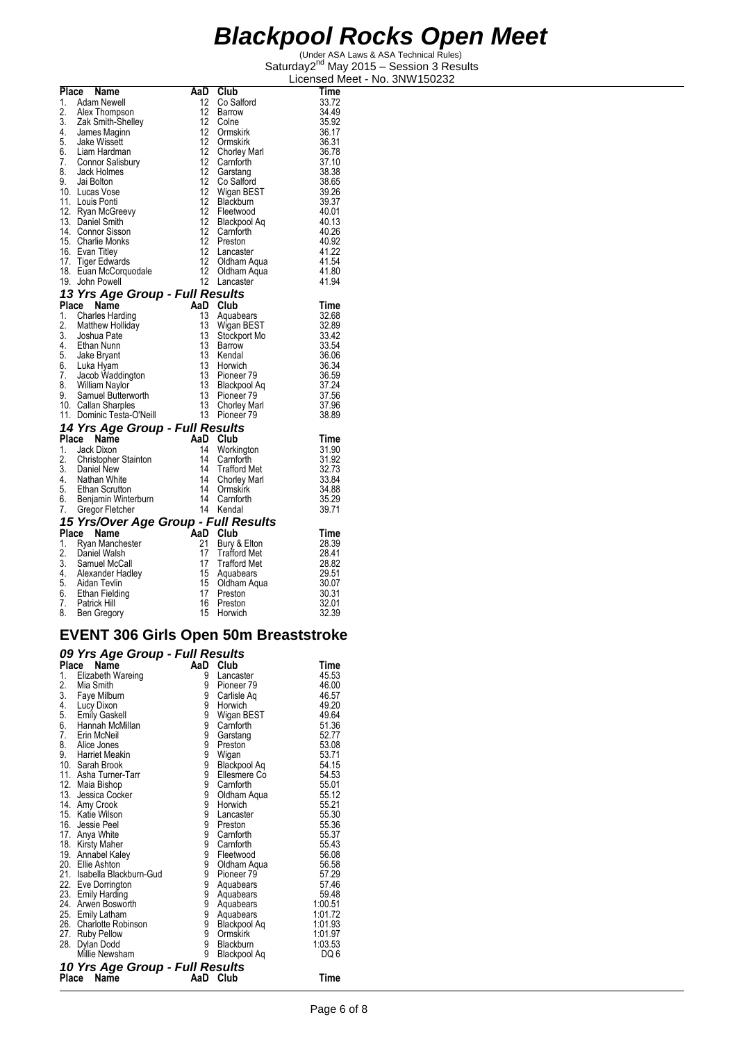# Blackpool Rocks Open Meet

(Under ASA Laws & ASA Technical Rules)
Saturday 2nd May 2015 – Session 3 Results
Licensed Meet - No. 3NW150232

| Place | Name | AaD | Club | Time |
|---|---|---|---|---|
| 1. | Adam Newell | 12 | Co Salford | 33.72 |
| 2. | Alex Thompson | 12 | Barrow | 34.49 |
| 3. | Zak Smith-Shelley | 12 | Colne | 35.92 |
| 4. | James Maginn | 12 | Ormskirk | 36.17 |
| 5. | Jake Wissett | 12 | Ormskirk | 36.31 |
| 6. | Liam Hardman | 12 | Chorley Marl | 36.78 |
| 7. | Connor Salisbury | 12 | Carnforth | 37.10 |
| 8. | Jack Holmes | 12 | Garstang | 38.38 |
| 9. | Jai Bolton | 12 | Co Salford | 38.65 |
| 10. | Lucas Vose | 12 | Wigan BEST | 39.26 |
| 11. | Louis Ponti | 12 | Blackburn | 39.37 |
| 12. | Ryan McGreevy | 12 | Fleetwood | 40.01 |
| 13. | Daniel Smith | 12 | Blackpool Aq | 40.13 |
| 14. | Connor Sisson | 12 | Carnforth | 40.26 |
| 15. | Charlie Monks | 12 | Preston | 40.92 |
| 16. | Evan Titley | 12 | Lancaster | 41.22 |
| 17. | Tiger Edwards | 12 | Oldham Aqua | 41.54 |
| 18. | Euan McCorquodale | 12 | Oldham Aqua | 41.80 |
| 19. | John Powell | 12 | Lancaster | 41.94 |

### *13 Yrs Age Group - Full Results*

| Place | Name | AaD | Club | Time |
|---|---|---|---|---|
| 1. | Charles Harding | 13 | Aquabears | 32.68 |
| 2. | Matthew Holliday | 13 | Wigan BEST | 32.89 |
| 3. | Joshua Pate | 13 | Stockport Mo | 33.42 |
| 4. | Ethan Nunn | 13 | Barrow | 33.54 |
| 5. | Jake Bryant | 13 | Kendal | 36.06 |
| 6. | Luka Hyam | 13 | Horwich | 36.34 |
| 7. | Jacob Waddington | 13 | Pioneer 79 | 36.59 |
| 8. | William Naylor | 13 | Blackpool Aq | 37.24 |
| 9. | Samuel Butterworth | 13 | Pioneer 79 | 37.56 |
| 10. | Callan Sharples | 13 | Chorley Marl | 37.96 |
| 11. | Dominic Testa-O'Neill | 13 | Pioneer 79 | 38.89 |

### *14 Yrs Age Group - Full Results*

| Place | Name | AaD | Club | Time |
|---|---|---|---|---|
| 1. | Jack Dixon | 14 | Workington | 31.90 |
| 2. | Christopher Stainton | 14 | Carnforth | 31.92 |
| 3. | Daniel New | 14 | Trafford Met | 32.73 |
| 4. | Nathan White | 14 | Chorley Marl | 33.84 |
| 5. | Ethan Scrutton | 14 | Ormskirk | 34.88 |
| 6. | Benjamin Winterburn | 14 | Carnforth | 35.29 |
| 7. | Gregor Fletcher | 14 | Kendal | 39.71 |

### *15 Yrs/Over Age Group - Full Results*

| Place | Name | AaD | Club | Time |
|---|---|---|---|---|
| 1. | Ryan Manchester | 21 | Bury & Elton | 28.39 |
| 2. | Daniel Walsh | 17 | Trafford Met | 28.41 |
| 3. | Samuel McCall | 17 | Trafford Met | 28.82 |
| 4. | Alexander Hadley | 15 | Aquabears | 29.51 |
| 5. | Aidan Tevlin | 15 | Oldham Aqua | 30.07 |
| 6. | Ethan Fielding | 17 | Preston | 30.31 |
| 7. | Patrick Hill | 16 | Preston | 32.01 |
| 8. | Ben Gregory | 15 | Horwich | 32.39 |

## EVENT 306 Girls Open 50m Breaststroke

### *09 Yrs Age Group - Full Results*

| Place | Name | AaD | Club | Time |
|---|---|---|---|---|
| 1. | Elizabeth Wareing | 9 | Lancaster | 45.53 |
| 2. | Mia Smith | 9 | Pioneer 79 | 46.00 |
| 3. | Faye Milburn | 9 | Carlisle Aq | 46.57 |
| 4. | Lucy Dixon | 9 | Horwich | 49.20 |
| 5. | Emily Gaskell | 9 | Wigan BEST | 49.64 |
| 6. | Hannah McMillan | 9 | Carnforth | 51.36 |
| 7. | Erin McNeil | 9 | Garstang | 52.77 |
| 8. | Alice Jones | 9 | Preston | 53.08 |
| 9. | Harriet Meakin | 9 | Wigan | 53.71 |
| 10. | Sarah Brook | 9 | Blackpool Aq | 54.15 |
| 11. | Asha Turner-Tarr | 9 | Ellesmere Co | 54.53 |
| 12. | Maia Bishop | 9 | Carnforth | 55.01 |
| 13. | Jessica Cocker | 9 | Oldham Aqua | 55.12 |
| 14. | Amy Crook | 9 | Horwich | 55.21 |
| 15. | Katie Wilson | 9 | Lancaster | 55.30 |
| 16. | Jessie Peel | 9 | Preston | 55.36 |
| 17. | Anya White | 9 | Carnforth | 55.37 |
| 18. | Kirsty Maher | 9 | Carnforth | 55.43 |
| 19. | Annabel Kaley | 9 | Fleetwood | 56.08 |
| 20. | Ellie Ashton | 9 | Oldham Aqua | 56.58 |
| 21. | Isabella Blackburn-Gud | 9 | Pioneer 79 | 57.29 |
| 22. | Eve Dorrington | 9 | Aquabears | 57.46 |
| 23. | Emily Harding | 9 | Aquabears | 59.48 |
| 24. | Arwen Bosworth | 9 | Aquabears | 1:00.51 |
| 25. | Emily Latham | 9 | Aquabears | 1:01.72 |
| 26. | Charlotte Robinson | 9 | Blackpool Aq | 1:01.93 |
| 27. | Ruby Pellow | 9 | Ormskirk | 1:01.97 |
| 28. | Dylan Dodd | 9 | Blackburn | 1:03.53 |
| | Millie Newsham | 9 | Blackpool Aq | DQ 6 |

### *10 Yrs Age Group - Full Results*

| Place | Name | AaD | Club | Time |
|---|---|---|---|---|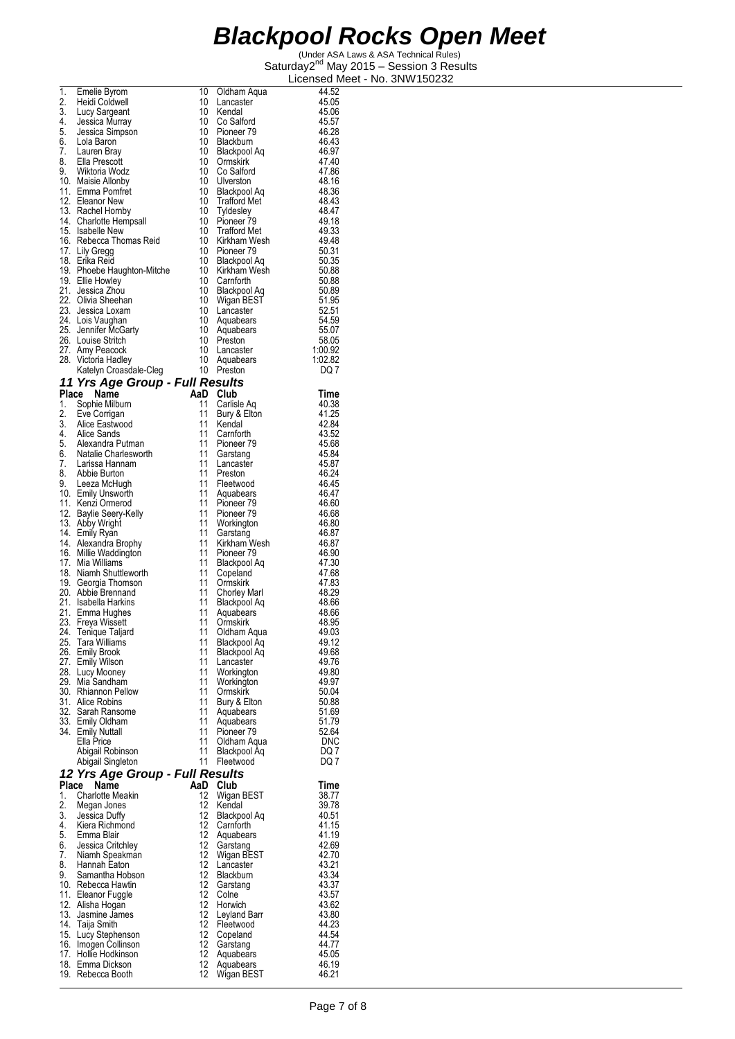# Blackpool Rocks Open Meet

(Under ASA Laws & ASA Technical Rules)
Saturday2nd May 2015 – Session 3 Results
Licensed Meet - No. 3NW150232

| Place | Name | AaD | Club | Time |
|---|---|---|---|---|
| 1. | Emelie Byrom | 10 | Oldham Aqua | 44.52 |
| 2. | Heidi Coldwell | 10 | Lancaster | 45.05 |
| 3. | Lucy Sargeant | 10 | Kendal | 45.06 |
| 4. | Jessica Murray | 10 | Co Salford | 45.57 |
| 5. | Jessica Simpson | 10 | Pioneer 79 | 46.28 |
| 6. | Lola Baron | 10 | Blackburn | 46.43 |
| 7. | Lauren Bray | 10 | Blackpool Aq | 46.97 |
| 8. | Ella Prescott | 10 | Ormskirk | 47.40 |
| 9. | Wiktoria Wodz | 10 | Co Salford | 47.86 |
| 10. | Maisie Allonby | 10 | Ulverston | 48.16 |
| 11. | Emma Pomfret | 10 | Blackpool Aq | 48.36 |
| 12. | Eleanor New | 10 | Trafford Met | 48.43 |
| 13. | Rachel Hornby | 10 | Tyldesley | 48.47 |
| 14. | Charlotte Hempsall | 10 | Pioneer 79 | 49.18 |
| 15. | Isabelle New | 10 | Trafford Met | 49.33 |
| 16. | Rebecca Thomas Reid | 10 | Kirkham Wesh | 49.48 |
| 17. | Lily Gregg | 10 | Pioneer 79 | 50.31 |
| 18. | Erika Reid | 10 | Blackpool Aq | 50.35 |
| 19. | Phoebe Haughton-Mitche | 10 | Kirkham Wesh | 50.88 |
| 19. | Ellie Howley | 10 | Carnforth | 50.88 |
| 21. | Jessica Zhou | 10 | Blackpool Aq | 50.89 |
| 22. | Olivia Sheehan | 10 | Wigan BEST | 51.95 |
| 23. | Jessica Loxam | 10 | Lancaster | 52.51 |
| 24. | Lois Vaughan | 10 | Aquabears | 54.59 |
| 25. | Jennifer McGarty | 10 | Aquabears | 55.07 |
| 26. | Louise Stritch | 10 | Preston | 58.05 |
| 27. | Amy Peacock | 10 | Lancaster | 1:00.92 |
| 28. | Victoria Hadley | 10 | Aquabears | 1:02.82 |
| | Katelyn Croasdale-Cleg | 10 | Preston | DQ 7 |

## *11 Yrs Age Group - Full Results*

| Place | Name | AaD | Club | Time |
|---|---|---|---|---|
| 1. | Sophie Milburn | 11 | Carlisle Aq | 40.38 |
| 2. | Eve Corrigan | 11 | Bury & Elton | 41.25 |
| 3. | Alice Eastwood | 11 | Kendal | 42.84 |
| 4. | Alice Sands | 11 | Carnforth | 43.52 |
| 5. | Alexandra Putman | 11 | Pioneer 79 | 45.68 |
| 6. | Natalie Charlesworth | 11 | Garstang | 45.84 |
| 7. | Larissa Hannam | 11 | Lancaster | 45.87 |
| 8. | Abbie Burton | 11 | Preston | 46.24 |
| 9. | Leeza McHugh | 11 | Fleetwood | 46.45 |
| 10. | Emily Unsworth | 11 | Aquabears | 46.47 |
| 11. | Kenzi Ormerod | 11 | Pioneer 79 | 46.60 |
| 12. | Baylie Seery-Kelly | 11 | Pioneer 79 | 46.68 |
| 13. | Abby Wright | 11 | Workington | 46.80 |
| 14. | Emily Ryan | 11 | Garstang | 46.87 |
| 14. | Alexandra Brophy | 11 | Kirkham Wesh | 46.87 |
| 16. | Millie Waddington | 11 | Pioneer 79 | 46.90 |
| 17. | Mia Williams | 11 | Blackpool Aq | 47.30 |
| 18. | Niamh Shuttleworth | 11 | Copeland | 47.68 |
| 19. | Georgia Thomson | 11 | Ormskirk | 47.83 |
| 20. | Abbie Brennand | 11 | Chorley Marl | 48.29 |
| 21. | Isabella Harkins | 11 | Blackpool Aq | 48.66 |
| 21. | Emma Hughes | 11 | Aquabears | 48.66 |
| 23. | Freya Wissett | 11 | Ormskirk | 48.95 |
| 24. | Tenique Taljard | 11 | Oldham Aqua | 49.03 |
| 25. | Tara Williams | 11 | Blackpool Aq | 49.12 |
| 26. | Emily Brook | 11 | Blackpool Aq | 49.68 |
| 27. | Emily Wilson | 11 | Lancaster | 49.76 |
| 28. | Lucy Mooney | 11 | Workington | 49.80 |
| 29. | Mia Sandham | 11 | Workington | 49.97 |
| 30. | Rhiannon Pellow | 11 | Ormskirk | 50.04 |
| 31. | Alice Robins | 11 | Bury & Elton | 50.88 |
| 32. | Sarah Ransome | 11 | Aquabears | 51.69 |
| 33. | Emily Oldham | 11 | Aquabears | 51.79 |
| 34. | Emily Nuttall | 11 | Pioneer 79 | 52.64 |
| | Ella Price | 11 | Oldham Aqua | DNC |
| | Abigail Robinson | 11 | Blackpool Aq | DQ 7 |
| | Abigail Singleton | 11 | Fleetwood | DQ 7 |

## *12 Yrs Age Group - Full Results*

| Place | Name | AaD | Club | Time |
|---|---|---|---|---|
| 1. | Charlotte Meakin | 12 | Wigan BEST | 38.77 |
| 2. | Megan Jones | 12 | Kendal | 39.78 |
| 3. | Jessica Duffy | 12 | Blackpool Aq | 40.51 |
| 4. | Kiera Richmond | 12 | Carnforth | 41.15 |
| 5. | Emma Blair | 12 | Aquabears | 41.19 |
| 6. | Jessica Critchley | 12 | Garstang | 42.69 |
| 7. | Niamh Speakman | 12 | Wigan BEST | 42.70 |
| 8. | Hannah Eaton | 12 | Lancaster | 43.21 |
| 9. | Samantha Hobson | 12 | Blackburn | 43.34 |
| 10. | Rebecca Hawtin | 12 | Garstang | 43.37 |
| 11. | Eleanor Fuggle | 12 | Colne | 43.57 |
| 12. | Alisha Hogan | 12 | Horwich | 43.62 |
| 13. | Jasmine James | 12 | Leyland Barr | 43.80 |
| 14. | Taija Smith | 12 | Fleetwood | 44.23 |
| 15. | Lucy Stephenson | 12 | Copeland | 44.54 |
| 16. | Imogen Collinson | 12 | Garstang | 44.77 |
| 17. | Hollie Hodkinson | 12 | Aquabears | 45.05 |
| 18. | Emma Dickson | 12 | Aquabears | 46.19 |
| 19. | Rebecca Booth | 12 | Wigan BEST | 46.21 |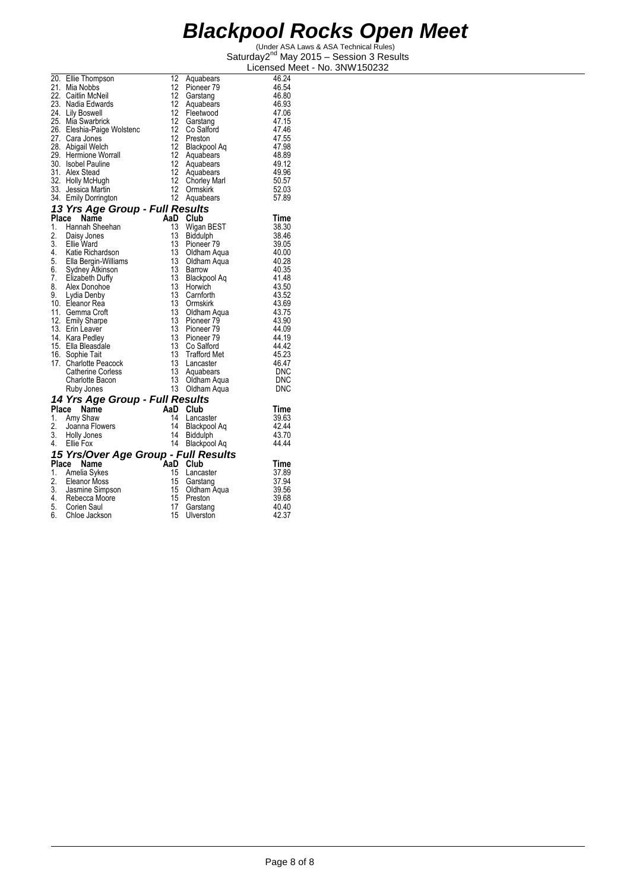# Blackpool Rocks Open Meet

(Under ASA Laws & ASA Technical Rules)
Saturday2nd May 2015 – Session 3 Results
Licensed Meet - No. 3NW150232

| | | | | |
|---|---|---|---|---|
| 20. | Ellie Thompson | 12 | Aquabears | 46.24 |
| 21. | Mia Nobbs | 12 | Pioneer 79 | 46.54 |
| 22. | Caitlin McNeil | 12 | Garstang | 46.80 |
| 23. | Nadia Edwards | 12 | Aquabears | 46.93 |
| 24. | Lily Boswell | 12 | Fleetwood | 47.06 |
| 25. | Mia Swarbrick | 12 | Garstang | 47.15 |
| 26. | Eleshia-Paige Wolstenc | 12 | Co Salford | 47.46 |
| 27. | Cara Jones | 12 | Preston | 47.55 |
| 28. | Abigail Welch | 12 | Blackpool Aq | 47.98 |
| 29. | Hermione Worrall | 12 | Aquabears | 48.89 |
| 30. | Isobel Pauline | 12 | Aquabears | 49.12 |
| 31. | Alex Stead | 12 | Aquabears | 49.96 |
| 32. | Holly McHugh | 12 | Chorley Marl | 50.57 |
| 33. | Jessica Martin | 12 | Ormskirk | 52.03 |
| 34. | Emily Dorrington | 12 | Aquabears | 57.89 |

## 13 Yrs Age Group - Full Results

| Place | Name | AaD | Club | Time |
|---|---|---|---|---|
| 1. | Hannah Sheehan | 13 | Wigan BEST | 38.30 |
| 2. | Daisy Jones | 13 | Biddulph | 38.46 |
| 3. | Ellie Ward | 13 | Pioneer 79 | 39.05 |
| 4. | Katie Richardson | 13 | Oldham Aqua | 40.00 |
| 5. | Ella Bergin-Williams | 13 | Oldham Aqua | 40.28 |
| 6. | Sydney Atkinson | 13 | Barrow | 40.35 |
| 7. | Elizabeth Duffy | 13 | Blackpool Aq | 41.48 |
| 8. | Alex Donohoe | 13 | Horwich | 43.50 |
| 9. | Lydia Denby | 13 | Carnforth | 43.52 |
| 10. | Eleanor Rea | 13 | Ormskirk | 43.69 |
| 11. | Gemma Croft | 13 | Oldham Aqua | 43.75 |
| 12. | Emily Sharpe | 13 | Pioneer 79 | 43.90 |
| 13. | Erin Leaver | 13 | Pioneer 79 | 44.09 |
| 14. | Kara Pedley | 13 | Pioneer 79 | 44.19 |
| 15. | Ella Bleasdale | 13 | Co Salford | 44.42 |
| 16. | Sophie Tait | 13 | Trafford Met | 45.23 |
| 17. | Charlotte Peacock | 13 | Lancaster | 46.47 |
| | Catherine Corless | 13 | Aquabears | DNC |
| | Charlotte Bacon | 13 | Oldham Aqua | DNC |
| | Ruby Jones | 13 | Oldham Aqua | DNC |

## 14 Yrs Age Group - Full Results

| Place | Name | AaD | Club | Time |
|---|---|---|---|---|
| 1. | Amy Shaw | 14 | Lancaster | 39.63 |
| 2. | Joanna Flowers | 14 | Blackpool Aq | 42.44 |
| 3. | Holly Jones | 14 | Biddulph | 43.70 |
| 4. | Ellie Fox | 14 | Blackpool Aq | 44.44 |

## 15 Yrs/Over Age Group - Full Results

| Place | Name | AaD | Club | Time |
|---|---|---|---|---|
| 1. | Amelia Sykes | 15 | Lancaster | 37.89 |
| 2. | Eleanor Moss | 15 | Garstang | 37.94 |
| 3. | Jasmine Simpson | 15 | Oldham Aqua | 39.56 |
| 4. | Rebecca Moore | 15 | Preston | 39.68 |
| 5. | Corien Saul | 17 | Garstang | 40.40 |
| 6. | Chloe Jackson | 15 | Ulverston | 42.37 |